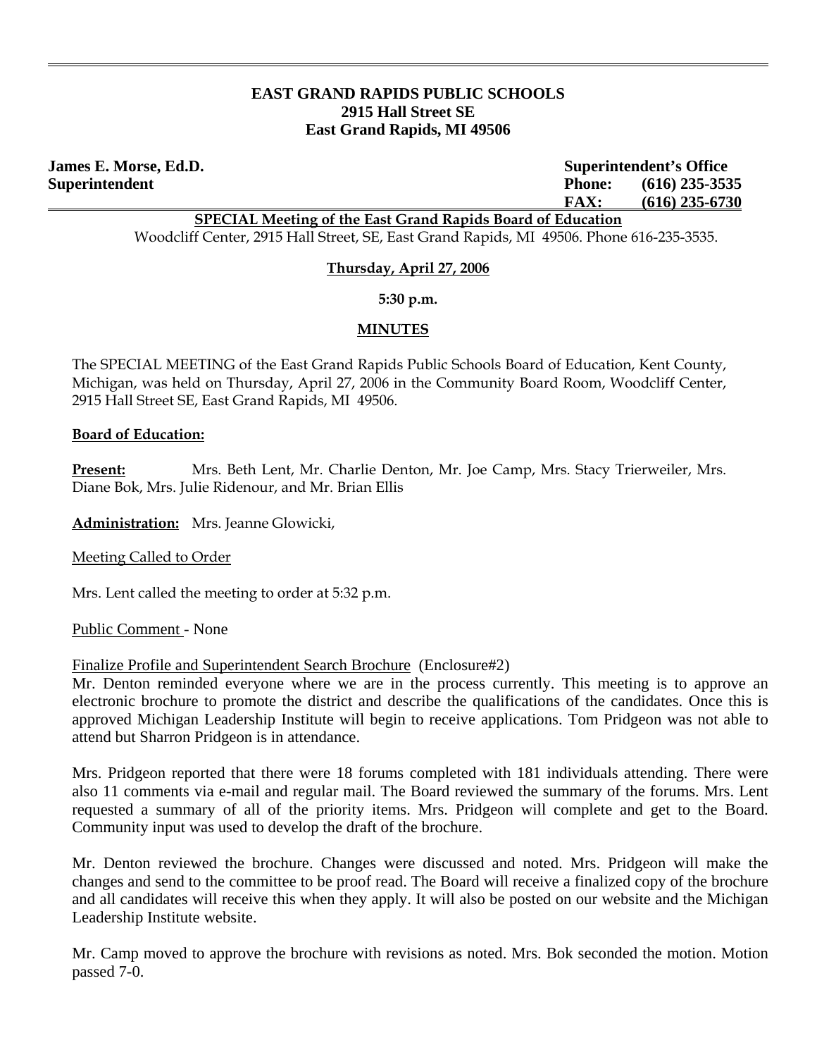**EAST GRAND RAPIDS PUBLIC SCHOOLS**
**2915 Hall Street SE**
**East Grand Rapids, MI 49506**

**James E. Morse, Ed.D.**
**Superintendent**

**Superintendent's Office**
**Phone: (616) 235-3535**
**FAX: (616) 235-6730**

**SPECIAL Meeting of the East Grand Rapids Board of Education**
Woodcliff Center, 2915 Hall Street, SE, East Grand Rapids, MI 49506. Phone 616-235-3535.

**Thursday, April 27, 2006**

**5:30 p.m.**

**MINUTES**

The SPECIAL MEETING of the East Grand Rapids Public Schools Board of Education, Kent County, Michigan, was held on Thursday, April 27, 2006 in the Community Board Room, Woodcliff Center, 2915 Hall Street SE, East Grand Rapids, MI 49506.

**Board of Education:**

**Present:** Mrs. Beth Lent, Mr. Charlie Denton, Mr. Joe Camp, Mrs. Stacy Trierweiler, Mrs. Diane Bok, Mrs. Julie Ridenour, and Mr. Brian Ellis

**Administration:** Mrs. Jeanne Glowicki,

Meeting Called to Order

Mrs. Lent called the meeting to order at 5:32 p.m.

Public Comment - None

Finalize Profile and Superintendent Search Brochure (Enclosure#2)

Mr. Denton reminded everyone where we are in the process currently. This meeting is to approve an electronic brochure to promote the district and describe the qualifications of the candidates. Once this is approved Michigan Leadership Institute will begin to receive applications. Tom Pridgeon was not able to attend but Sharron Pridgeon is in attendance.

Mrs. Pridgeon reported that there were 18 forums completed with 181 individuals attending. There were also 11 comments via e-mail and regular mail. The Board reviewed the summary of the forums. Mrs. Lent requested a summary of all of the priority items. Mrs. Pridgeon will complete and get to the Board. Community input was used to develop the draft of the brochure.

Mr. Denton reviewed the brochure. Changes were discussed and noted. Mrs. Pridgeon will make the changes and send to the committee to be proof read. The Board will receive a finalized copy of the brochure and all candidates will receive this when they apply. It will also be posted on our website and the Michigan Leadership Institute website.

Mr. Camp moved to approve the brochure with revisions as noted. Mrs. Bok seconded the motion. Motion passed 7-0.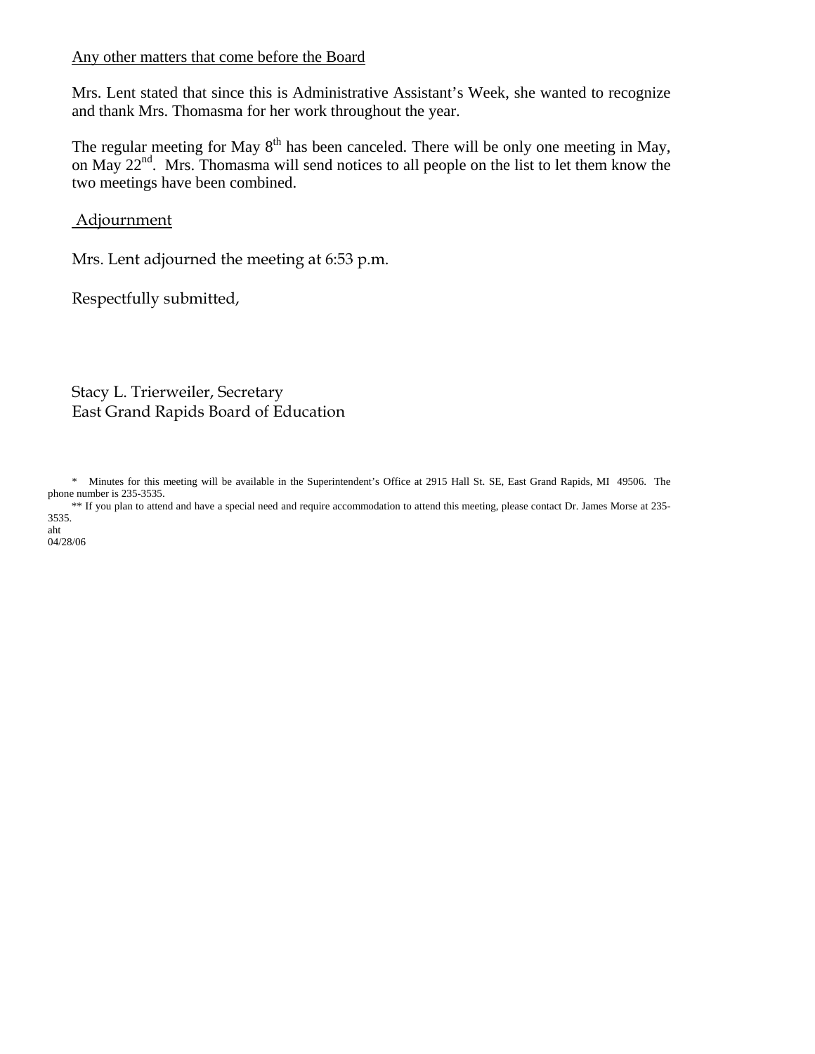Any other matters that come before the Board

Mrs. Lent stated that since this is Administrative Assistant's Week, she wanted to recognize and thank Mrs. Thomasma for her work throughout the year.

The regular meeting for May 8th has been canceled. There will be only one meeting in May, on May 22nd. Mrs. Thomasma will send notices to all people on the list to let them know the two meetings have been combined.

Adjournment

Mrs. Lent adjourned the meeting at 6:53 p.m.

Respectfully submitted,

Stacy L. Trierweiler, Secretary
East Grand Rapids Board of Education

\* Minutes for this meeting will be available in the Superintendent's Office at 2915 Hall St. SE, East Grand Rapids, MI 49506. The phone number is 235-3535.

\*\* If you plan to attend and have a special need and require accommodation to attend this meeting, please contact Dr. James Morse at 235-3535.

aht
04/28/06